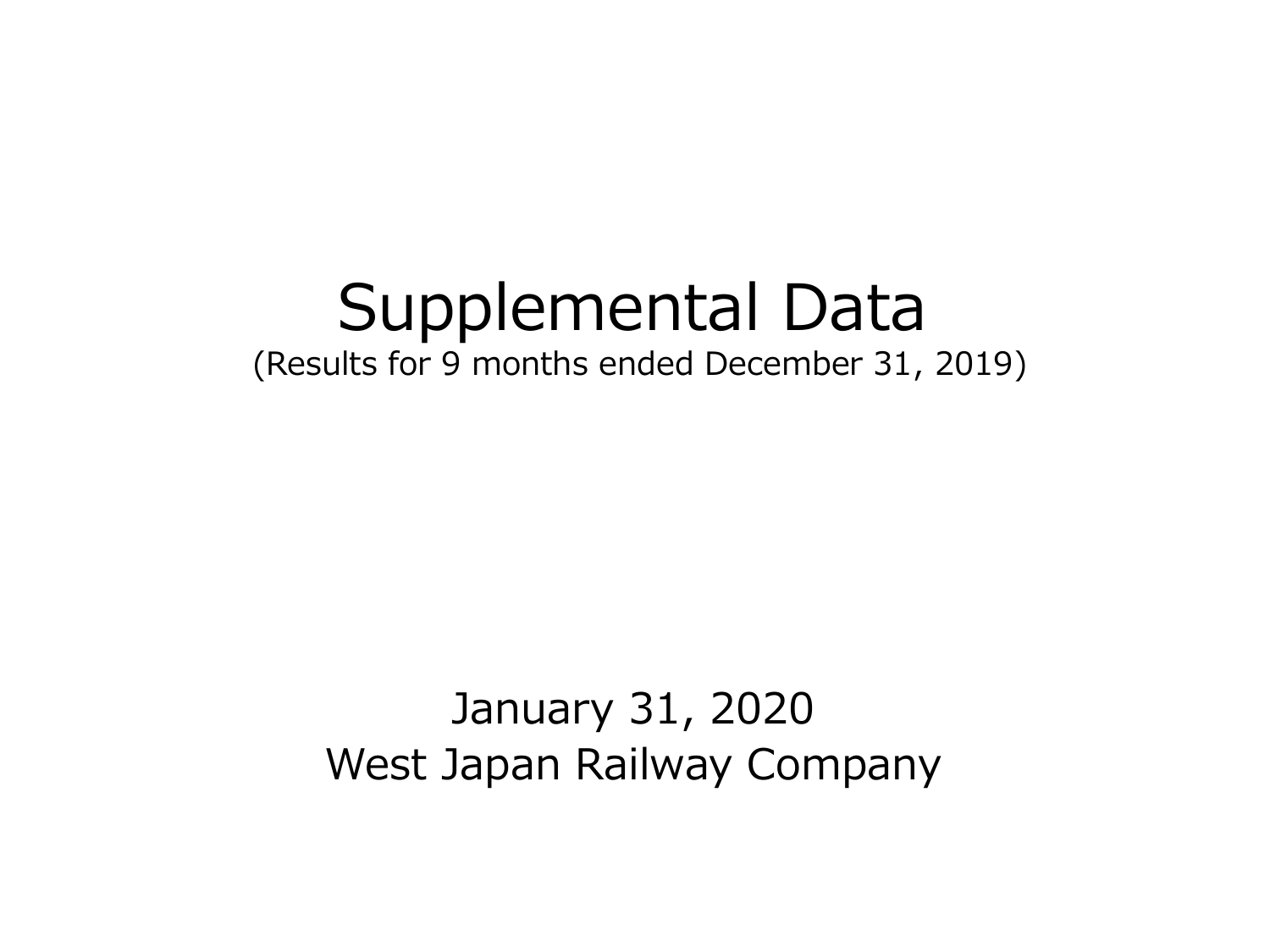# Supplemental Data

(Results for 9 months ended December 31, 2019)

January 31, 2020

West Japan Railway Company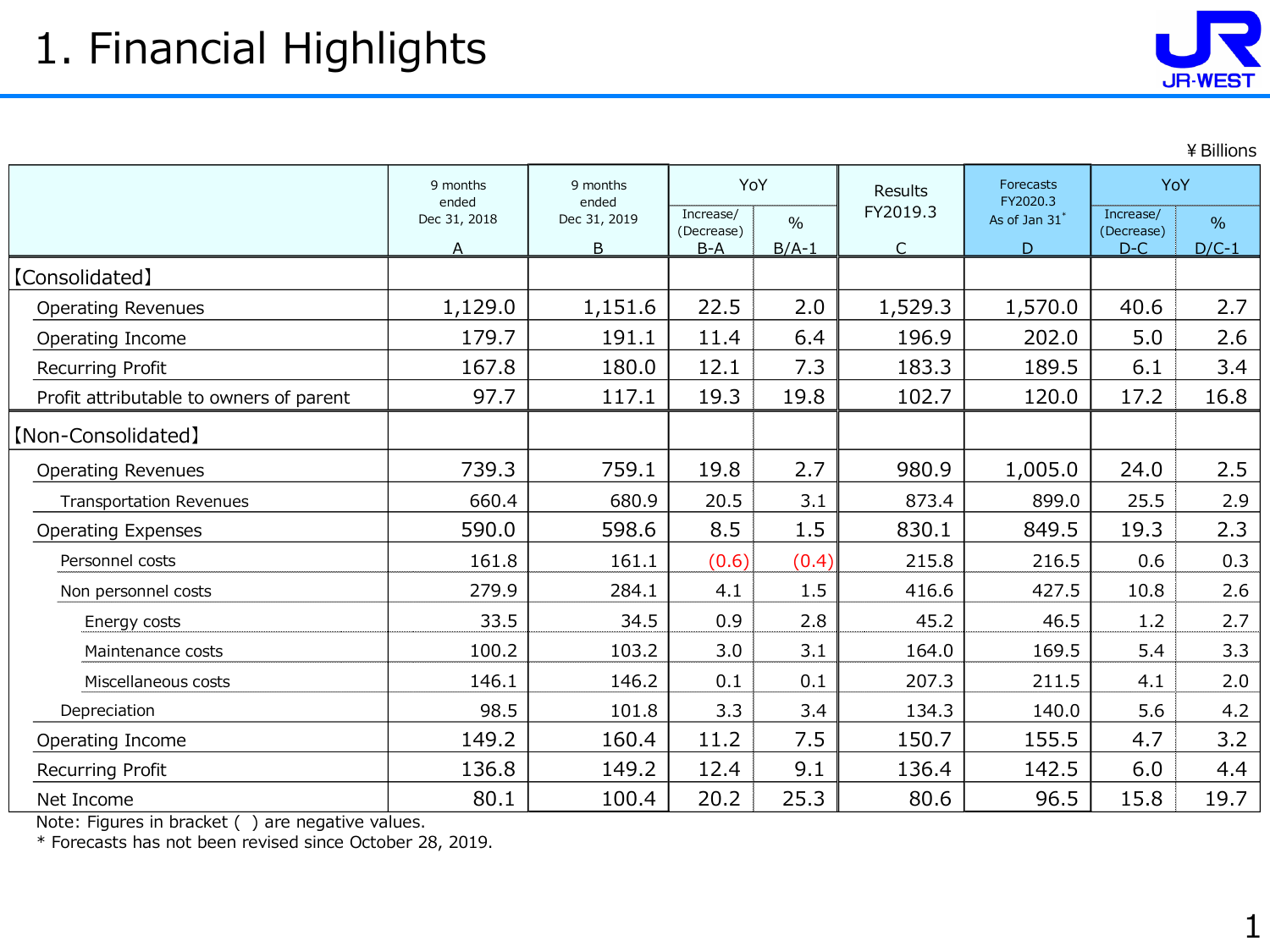# 1. Financial Highlights

¥ Billions

| | 9 months ended Dec 31, 2018 | 9 months ended Dec 31, 2019 | YoY | | Results FY2019.3 | Forecasts FY2020.3 As of Jan 31* | YoY | |
|---|---|---|---|---|---|---|---|---|
| | | | Increase/ (Decrease) | % | | | Increase/ (Decrease) | % |
| | A | B | B-A | B/A-1 | C | D | D-C | D/C-1 |
| 【Consolidated】 | | | | | | | | |
| Operating Revenues | 1,129.0 | 1,151.6 | 22.5 | 2.0 | 1,529.3 | 1,570.0 | 40.6 | 2.7 |
| Operating Income | 179.7 | 191.1 | 11.4 | 6.4 | 196.9 | 202.0 | 5.0 | 2.6 |
| Recurring Profit | 167.8 | 180.0 | 12.1 | 7.3 | 183.3 | 189.5 | 6.1 | 3.4 |
| Profit attributable to owners of parent | 97.7 | 117.1 | 19.3 | 19.8 | 102.7 | 120.0 | 17.2 | 16.8 |
| 【Non-Consolidated】 | | | | | | | | |
| Operating Revenues | 739.3 | 759.1 | 19.8 | 2.7 | 980.9 | 1,005.0 | 24.0 | 2.5 |
| Transportation Revenues | 660.4 | 680.9 | 20.5 | 3.1 | 873.4 | 899.0 | 25.5 | 2.9 |
| Operating Expenses | 590.0 | 598.6 | 8.5 | 1.5 | 830.1 | 849.5 | 19.3 | 2.3 |
| Personnel costs | 161.8 | 161.1 | (0.6) | (0.4) | 215.8 | 216.5 | 0.6 | 0.3 |
| Non personnel costs | 279.9 | 284.1 | 4.1 | 1.5 | 416.6 | 427.5 | 10.8 | 2.6 |
| Energy costs | 33.5 | 34.5 | 0.9 | 2.8 | 45.2 | 46.5 | 1.2 | 2.7 |
| Maintenance costs | 100.2 | 103.2 | 3.0 | 3.1 | 164.0 | 169.5 | 5.4 | 3.3 |
| Miscellaneous costs | 146.1 | 146.2 | 0.1 | 0.1 | 207.3 | 211.5 | 4.1 | 2.0 |
| Depreciation | 98.5 | 101.8 | 3.3 | 3.4 | 134.3 | 140.0 | 5.6 | 4.2 |
| Operating Income | 149.2 | 160.4 | 11.2 | 7.5 | 150.7 | 155.5 | 4.7 | 3.2 |
| Recurring Profit | 136.8 | 149.2 | 12.4 | 9.1 | 136.4 | 142.5 | 6.0 | 4.4 |
| Net Income | 80.1 | 100.4 | 20.2 | 25.3 | 80.6 | 96.5 | 15.8 | 19.7 |

Note: Figures in bracket ( ) are negative values.
* Forecasts has not been revised since October 28, 2019.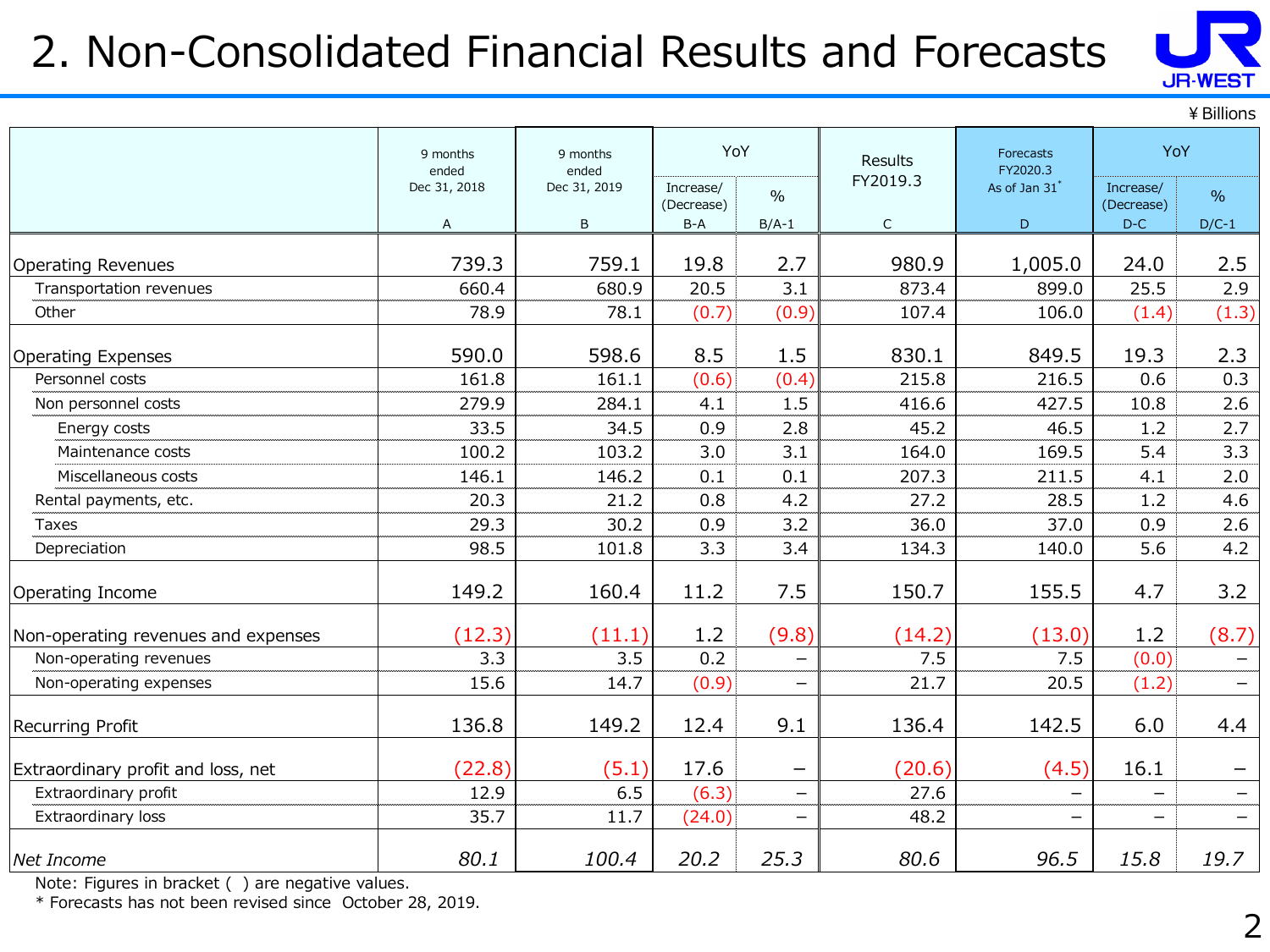# 2. Non-Consolidated Financial Results and Forecasts

¥Billions

| | 9 months ended Dec 31, 2018 | 9 months ended Dec 31, 2019 | YoY | | Results FY2019.3 | Forecasts FY2020.3 As of Jan 31* | YoY | |
|---|---|---|---|---|---|---|---|---|
| | | | Increase/ (Decrease) | % | | | Increase/ (Decrease) | % |
| | A | B | B-A | B/A-1 | C | D | D-C | D/C-1 |
| Operating Revenues | 739.3 | 759.1 | 19.8 | 2.7 | 980.9 | 1,005.0 | 24.0 | 2.5 |
| Transportation revenues | 660.4 | 680.9 | 20.5 | 3.1 | 873.4 | 899.0 | 25.5 | 2.9 |
| Other | 78.9 | 78.1 | (0.7) | (0.9) | 107.4 | 106.0 | (1.4) | (1.3) |
| Operating Expenses | 590.0 | 598.6 | 8.5 | 1.5 | 830.1 | 849.5 | 19.3 | 2.3 |
| Personnel costs | 161.8 | 161.1 | (0.6) | (0.4) | 215.8 | 216.5 | 0.6 | 0.3 |
| Non personnel costs | 279.9 | 284.1 | 4.1 | 1.5 | 416.6 | 427.5 | 10.8 | 2.6 |
| Energy costs | 33.5 | 34.5 | 0.9 | 2.8 | 45.2 | 46.5 | 1.2 | 2.7 |
| Maintenance costs | 100.2 | 103.2 | 3.0 | 3.1 | 164.0 | 169.5 | 5.4 | 3.3 |
| Miscellaneous costs | 146.1 | 146.2 | 0.1 | 0.1 | 207.3 | 211.5 | 4.1 | 2.0 |
| Rental payments, etc. | 20.3 | 21.2 | 0.8 | 4.2 | 27.2 | 28.5 | 1.2 | 4.6 |
| Taxes | 29.3 | 30.2 | 0.9 | 3.2 | 36.0 | 37.0 | 0.9 | 2.6 |
| Depreciation | 98.5 | 101.8 | 3.3 | 3.4 | 134.3 | 140.0 | 5.6 | 4.2 |
| Operating Income | 149.2 | 160.4 | 11.2 | 7.5 | 150.7 | 155.5 | 4.7 | 3.2 |
| Non-operating revenues and expenses | (12.3) | (11.1) | 1.2 | (9.8) | (14.2) | (13.0) | 1.2 | (8.7) |
| Non-operating revenues | 3.3 | 3.5 | 0.2 | – | 7.5 | 7.5 | (0.0) | – |
| Non-operating expenses | 15.6 | 14.7 | (0.9) | – | 21.7 | 20.5 | (1.2) | – |
| Recurring Profit | 136.8 | 149.2 | 12.4 | 9.1 | 136.4 | 142.5 | 6.0 | 4.4 |
| Extraordinary profit and loss, net | (22.8) | (5.1) | 17.6 | – | (20.6) | (4.5) | 16.1 | – |
| Extraordinary profit | 12.9 | 6.5 | (6.3) | – | 27.6 | – | – | – |
| Extraordinary loss | 35.7 | 11.7 | (24.0) | – | 48.2 | – | – | – |
| *Net Income* | *80.1* | *100.4* | *20.2* | *25.3* | *80.6* | *96.5* | *15.8* | *19.7* |

Note: Figures in bracket ( ) are negative values.

* Forecasts has not been revised since October 28, 2019.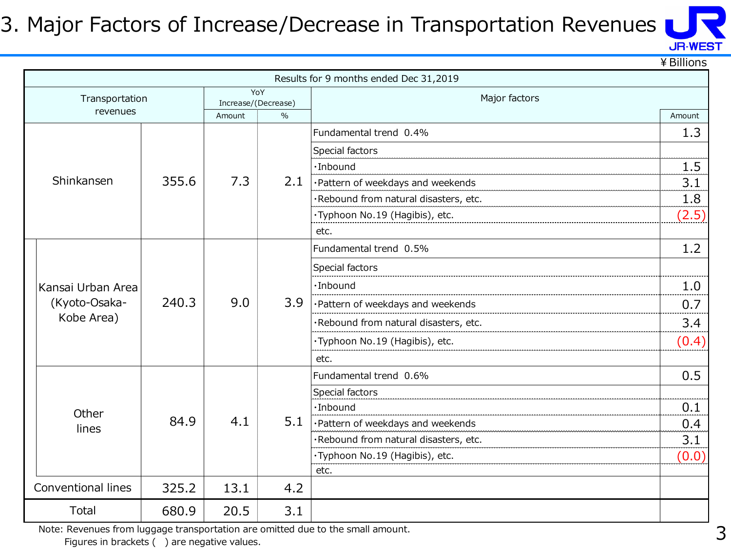# 3. Major Factors of Increase/Decrease in Transportation Revenues

¥Billions

| Transportation revenues | | | YoY Increase/(Decrease) Amount | YoY Increase/(Decrease) % | Major factors | Amount |
|---|---|---|---|---|---|---|
| Results for 9 months ended Dec 31,2019 | | | | | | |
| Shinkansen | | 355.6 | 7.3 | 2.1 | Fundamental trend 0.4% | 1.3 |
| | | | | | Special factors | |
| | | | | | ・Inbound | 1.5 |
| | | | | | ・Pattern of weekdays and weekends | 3.1 |
| | | | | | ・Rebound from natural disasters, etc. | 1.8 |
| | | | | | ・Typhoon No.19 (Hagibis), etc. | (2.5) |
| | | | | | etc. | |
| | Kansai Urban Area (Kyoto-Osaka-Kobe Area) | 240.3 | 9.0 | 3.9 | Fundamental trend 0.5% | 1.2 |
| | | | | | Special factors | |
| | | | | | ・Inbound | 1.0 |
| | | | | | ・Pattern of weekdays and weekends | 0.7 |
| | | | | | ・Rebound from natural disasters, etc. | 3.4 |
| | | | | | ・Typhoon No.19 (Hagibis), etc. | (0.4) |
| | | | | | etc. | |
| | Other lines | 84.9 | 4.1 | 5.1 | Fundamental trend 0.6% | 0.5 |
| | | | | | Special factors | |
| | | | | | ・Inbound | 0.1 |
| | | | | | ・Pattern of weekdays and weekends | 0.4 |
| | | | | | ・Rebound from natural disasters, etc. | 3.1 |
| | | | | | ・Typhoon No.19 (Hagibis), etc. | (0.0) |
| | | | | | etc. | |
| Conventional lines | | 325.2 | 13.1 | 4.2 | | |
| Total | | 680.9 | 20.5 | 3.1 | | |

Note: Revenues from luggage transportation are omitted due to the small amount.
Figures in brackets ( ) are negative values.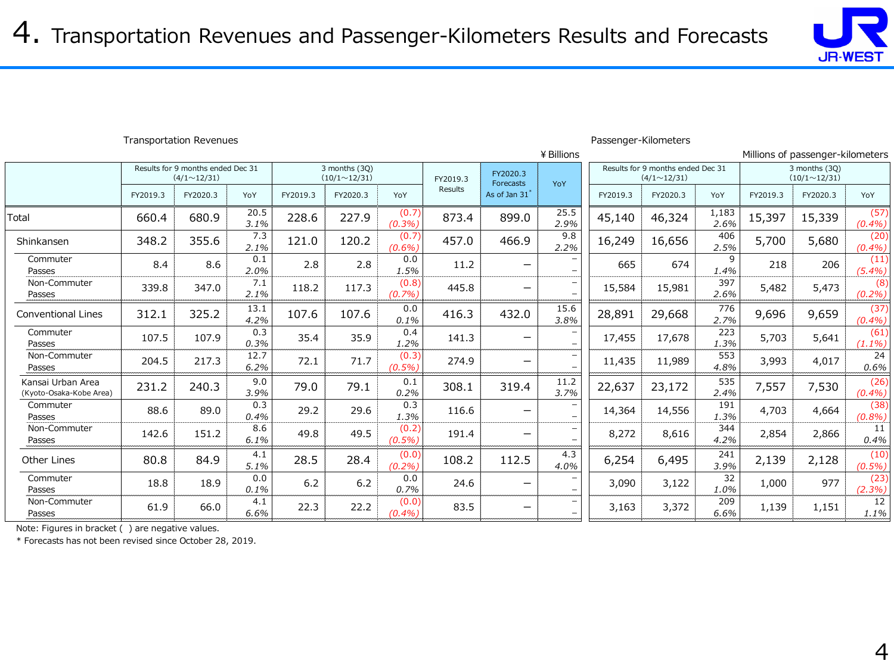# 4. Transportation Revenues and Passenger-Kilometers Results and Forecasts

Transportation Revenues

¥ Billions

| | Results for 9 months ended Dec 31 (4/1～12/31) | | | 3 months (3Q) (10/1～12/31) | | | FY2019.3 Results | FY2020.3 Forecasts As of Jan 31* | YoY |
|---|---|---|---|---|---|---|---|---|---|
| | FY2019.3 | FY2020.3 | YoY | FY2019.3 | FY2020.3 | YoY | | | |
| Total | 660.4 | 680.9 | 20.5 3.1% | 228.6 | 227.9 | (0.7) (0.3%) | 873.4 | 899.0 | 25.5 2.9% |
| Shinkansen | 348.2 | 355.6 | 7.3 2.1% | 121.0 | 120.2 | (0.7) (0.6%) | 457.0 | 466.9 | 9.8 2.2% |
| Commuter Passes | 8.4 | 8.6 | 0.1 2.0% | 2.8 | 2.8 | 0.0 1.5% | 11.2 | – | – – |
| Non-Commuter Passes | 339.8 | 347.0 | 7.1 2.1% | 118.2 | 117.3 | (0.8) (0.7%) | 445.8 | – | – – |
| Conventional Lines | 312.1 | 325.2 | 13.1 4.2% | 107.6 | 107.6 | 0.0 0.1% | 416.3 | 432.0 | 15.6 3.8% |
| Commuter Passes | 107.5 | 107.9 | 0.3 0.3% | 35.4 | 35.9 | 0.4 1.2% | 141.3 | – | – – |
| Non-Commuter Passes | 204.5 | 217.3 | 12.7 6.2% | 72.1 | 71.7 | (0.3) (0.5%) | 274.9 | – | – – |
| Kansai Urban Area (Kyoto-Osaka-Kobe Area) | 231.2 | 240.3 | 9.0 3.9% | 79.0 | 79.1 | 0.1 0.2% | 308.1 | 319.4 | 11.2 3.7% |
| Commuter Passes | 88.6 | 89.0 | 0.3 0.4% | 29.2 | 29.6 | 0.3 1.3% | 116.6 | – | – – |
| Non-Commuter Passes | 142.6 | 151.2 | 8.6 6.1% | 49.8 | 49.5 | (0.2) (0.5%) | 191.4 | – | – – |
| Other Lines | 80.8 | 84.9 | 4.1 5.1% | 28.5 | 28.4 | (0.0) (0.2%) | 108.2 | 112.5 | 4.3 4.0% |
| Commuter Passes | 18.8 | 18.9 | 0.0 0.1% | 6.2 | 6.2 | 0.0 0.7% | 24.6 | – | – – |
| Non-Commuter Passes | 61.9 | 66.0 | 4.1 6.6% | 22.3 | 22.2 | (0.0) (0.4%) | 83.5 | – | – – |

Passenger-Kilometers

Millions of passenger-kilometers

| | Results for 9 months ended Dec 31 (4/1～12/31) | | | 3 months (3Q) (10/1～12/31) | | |
|---|---|---|---|---|---|---|
| | FY2019.3 | FY2020.3 | YoY | FY2019.3 | FY2020.3 | YoY |
| Total | 45,140 | 46,324 | 1,183 2.6% | 15,397 | 15,339 | (57) (0.4%) |
| Shinkansen | 16,249 | 16,656 | 406 2.5% | 5,700 | 5,680 | (20) (0.4%) |
| Commuter Passes | 665 | 674 | 9 1.4% | 218 | 206 | (11) (5.4%) |
| Non-Commuter Passes | 15,584 | 15,981 | 397 2.6% | 5,482 | 5,473 | (8) (0.2%) |
| Conventional Lines | 28,891 | 29,668 | 776 2.7% | 9,696 | 9,659 | (37) (0.4%) |
| Commuter Passes | 17,455 | 17,678 | 223 1.3% | 5,703 | 5,641 | (61) (1.1%) |
| Non-Commuter Passes | 11,435 | 11,989 | 553 4.8% | 3,993 | 4,017 | 24 0.6% |
| Kansai Urban Area (Kyoto-Osaka-Kobe Area) | 22,637 | 23,172 | 535 2.4% | 7,557 | 7,530 | (26) (0.4%) |
| Commuter Passes | 14,364 | 14,556 | 191 1.3% | 4,703 | 4,664 | (38) (0.8%) |
| Non-Commuter Passes | 8,272 | 8,616 | 344 4.2% | 2,854 | 2,866 | 11 0.4% |
| Other Lines | 6,254 | 6,495 | 241 3.9% | 2,139 | 2,128 | (10) (0.5%) |
| Commuter Passes | 3,090 | 3,122 | 32 1.0% | 1,000 | 977 | (23) (2.3%) |
| Non-Commuter Passes | 3,163 | 3,372 | 209 6.6% | 1,139 | 1,151 | 12 1.1% |

Note: Figures in bracket ( ) are negative values.

* Forecasts has not been revised since October 28, 2019.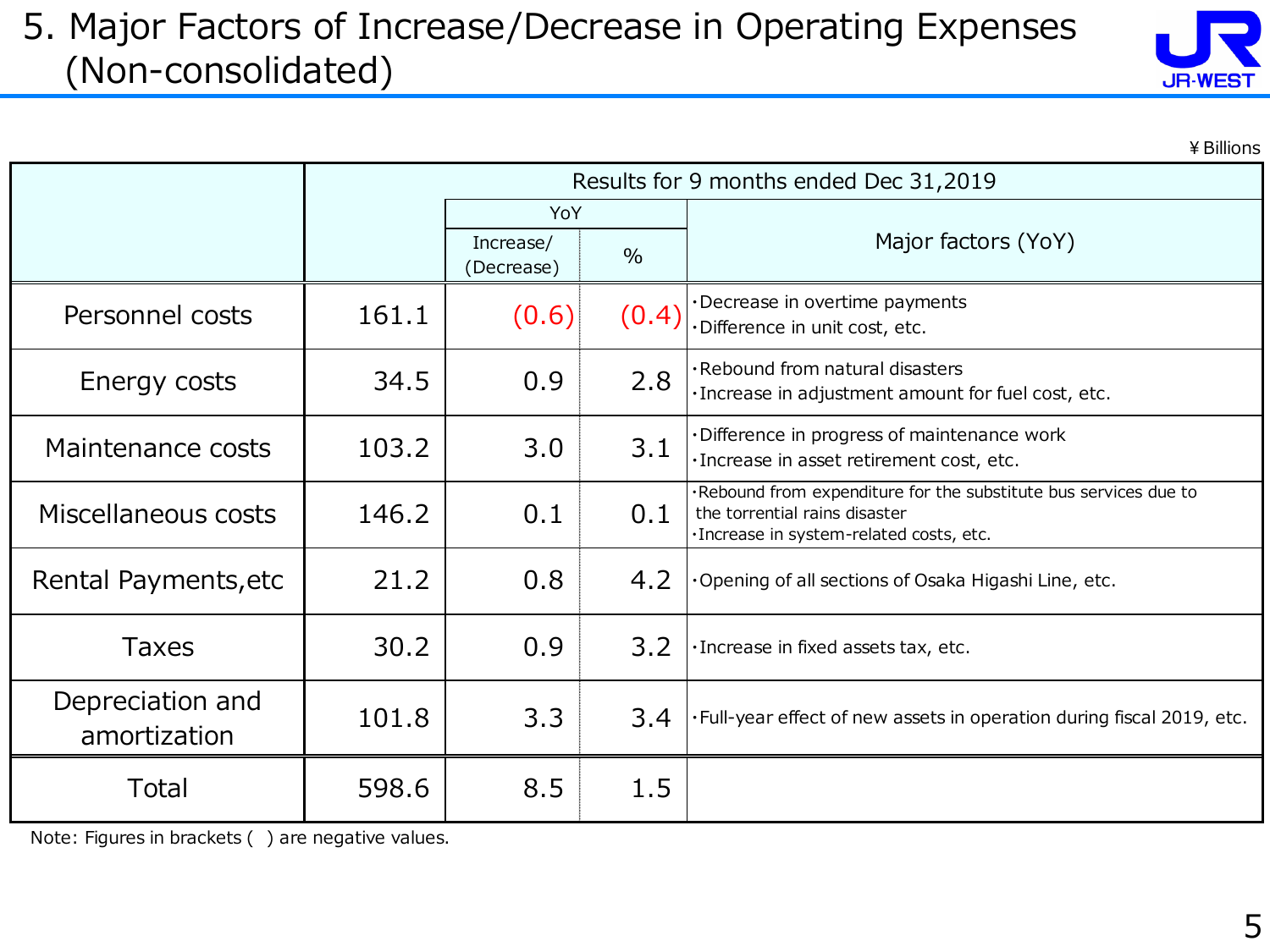# 5. Major Factors of Increase/Decrease in Operating Expenses (Non-consolidated)

¥Billions

| | Results for 9 months ended Dec 31,2019 | | | |
|---|---|---|---|---|
| | | YoY | | Major factors (YoY) |
| | | Increase/ (Decrease) | % | |
| Personnel costs | 161.1 | (0.6) | (0.4) | ･Decrease in overtime payments<br>･Difference in unit cost, etc. |
| Energy costs | 34.5 | 0.9 | 2.8 | ･Rebound from natural disasters<br>･Increase in adjustment amount for fuel cost, etc. |
| Maintenance costs | 103.2 | 3.0 | 3.1 | ･Difference in progress of maintenance work<br>･Increase in asset retirement cost, etc. |
| Miscellaneous costs | 146.2 | 0.1 | 0.1 | ･Rebound from expenditure for the substitute bus services due to the torrential rains disaster<br>･Increase in system-related costs, etc. |
| Rental Payments,etc | 21.2 | 0.8 | 4.2 | ･Opening of all sections of Osaka Higashi Line, etc. |
| Taxes | 30.2 | 0.9 | 3.2 | ･Increase in fixed assets tax, etc. |
| Depreciation and amortization | 101.8 | 3.3 | 3.4 | ･Full-year effect of new assets in operation during fiscal 2019, etc. |
| Total | 598.6 | 8.5 | 1.5 | |

Note: Figures in brackets ( ) are negative values.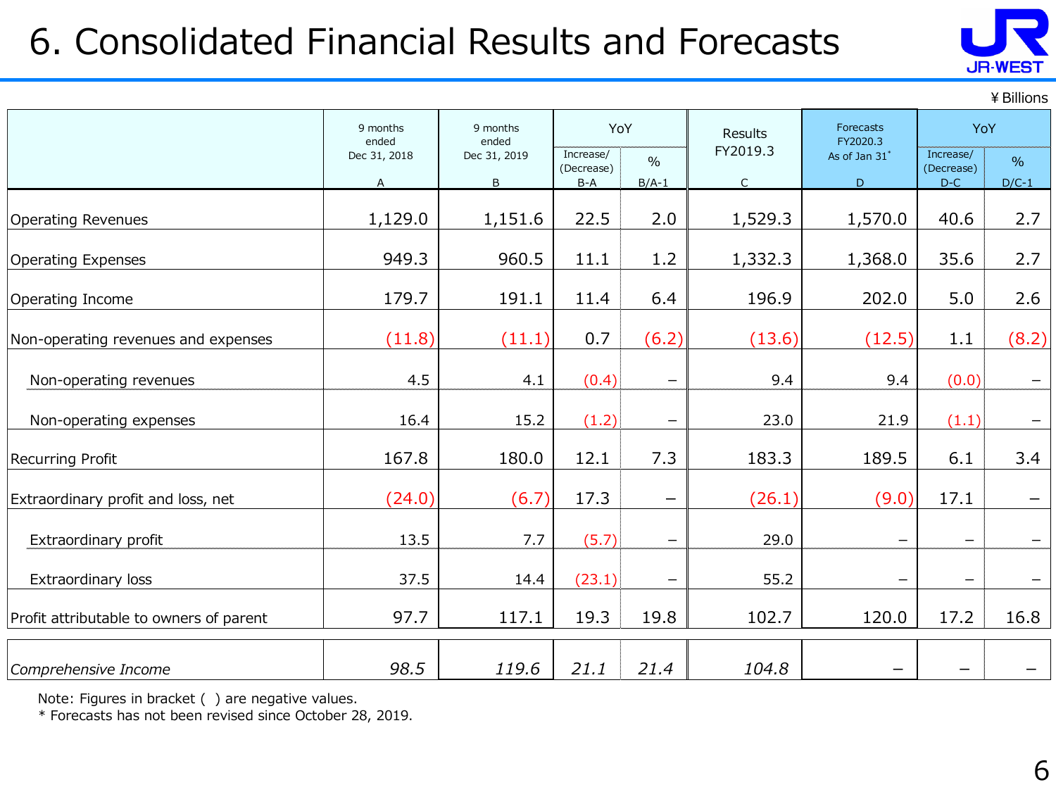# 6. Consolidated Financial Results and Forecasts

¥Billions

| | 9 months ended Dec 31, 2018 | 9 months ended Dec 31, 2019 | YoY | | Results FY2019.3 | Forecasts FY2020.3 As of Jan 31* | YoY | |
|---|---|---|---|---|---|---|---|---|
| | | | Increase/ (Decrease) | % | | | Increase/ (Decrease) | % |
| | A | B | B-A | B/A-1 | C | D | D-C | D/C-1 |
| Operating Revenues | 1,129.0 | 1,151.6 | 22.5 | 2.0 | 1,529.3 | 1,570.0 | 40.6 | 2.7 |
| Operating Expenses | 949.3 | 960.5 | 11.1 | 1.2 | 1,332.3 | 1,368.0 | 35.6 | 2.7 |
| Operating Income | 179.7 | 191.1 | 11.4 | 6.4 | 196.9 | 202.0 | 5.0 | 2.6 |
| Non-operating revenues and expenses | (11.8) | (11.1) | 0.7 | (6.2) | (13.6) | (12.5) | 1.1 | (8.2) |
| Non-operating revenues | 4.5 | 4.1 | (0.4) | – | 9.4 | 9.4 | (0.0) | – |
| Non-operating expenses | 16.4 | 15.2 | (1.2) | – | 23.0 | 21.9 | (1.1) | – |
| Recurring Profit | 167.8 | 180.0 | 12.1 | 7.3 | 183.3 | 189.5 | 6.1 | 3.4 |
| Extraordinary profit and loss, net | (24.0) | (6.7) | 17.3 | – | (26.1) | (9.0) | 17.1 | – |
| Extraordinary profit | 13.5 | 7.7 | (5.7) | – | 29.0 | – | – | – |
| Extraordinary loss | 37.5 | 14.4 | (23.1) | – | 55.2 | – | – | – |
| Profit attributable to owners of parent | 97.7 | 117.1 | 19.3 | 19.8 | 102.7 | 120.0 | 17.2 | 16.8 |
| *Comprehensive Income* | *98.5* | *119.6* | *21.1* | *21.4* | *104.8* | – | – | – |

Note: Figures in bracket ( ) are negative values.

\* Forecasts has not been revised since October 28, 2019.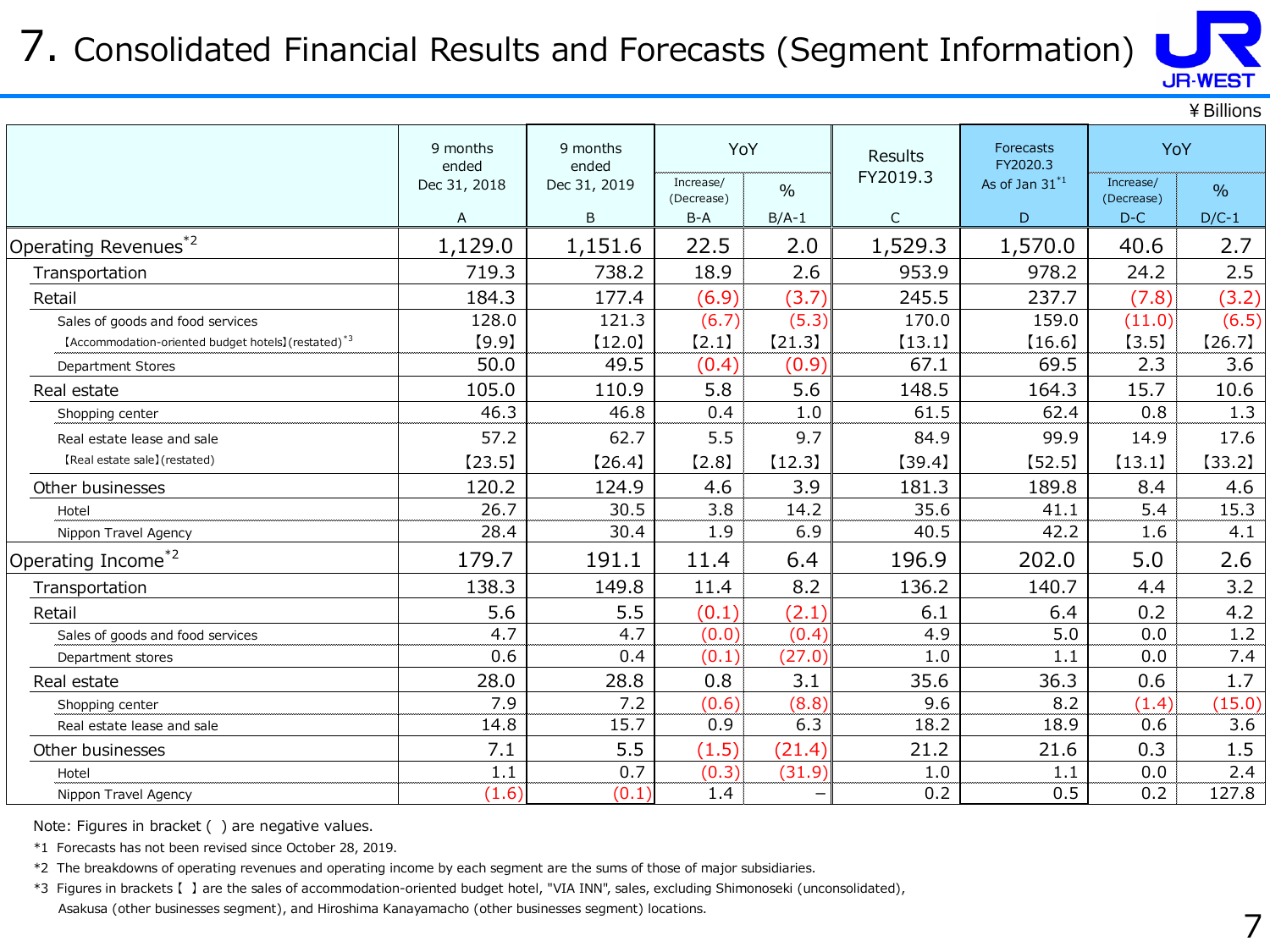# 7. Consolidated Financial Results and Forecasts (Segment Information)

¥Billions

| | 9 months ended Dec 31, 2018 A | 9 months ended Dec 31, 2019 B | YoY Increase/ (Decrease) B-A | YoY % B/A-1 | Results FY2019.3 C | Forecasts FY2020.3 As of Jan 31[*1] D | YoY Increase/ (Decrease) D-C | YoY % D/C-1 |
|---|---|---|---|---|---|---|---|---|
| Operating Revenues[*2] | 1,129.0 | 1,151.6 | 22.5 | 2.0 | 1,529.3 | 1,570.0 | 40.6 | 2.7 |
| Transportation | 719.3 | 738.2 | 18.9 | 2.6 | 953.9 | 978.2 | 24.2 | 2.5 |
| Retail | 184.3 | 177.4 | (6.9) | (3.7) | 245.5 | 237.7 | (7.8) | (3.2) |
| Sales of goods and food services | 128.0 | 121.3 | (6.7) | (5.3) | 170.0 | 159.0 | (11.0) | (6.5) |
| 【Accommodation-oriented budget hotels】(restated)[*3] | 【9.9】 | 【12.0】 | 【2.1】 | 【21.3】 | 【13.1】 | 【16.6】 | 【3.5】 | 【26.7】 |
| Department Stores | 50.0 | 49.5 | (0.4) | (0.9) | 67.1 | 69.5 | 2.3 | 3.6 |
| Real estate | 105.0 | 110.9 | 5.8 | 5.6 | 148.5 | 164.3 | 15.7 | 10.6 |
| Shopping center | 46.3 | 46.8 | 0.4 | 1.0 | 61.5 | 62.4 | 0.8 | 1.3 |
| Real estate lease and sale | 57.2 | 62.7 | 5.5 | 9.7 | 84.9 | 99.9 | 14.9 | 17.6 |
| 【Real estate sale】(restated) | 【23.5】 | 【26.4】 | 【2.8】 | 【12.3】 | 【39.4】 | 【52.5】 | 【13.1】 | 【33.2】 |
| Other businesses | 120.2 | 124.9 | 4.6 | 3.9 | 181.3 | 189.8 | 8.4 | 4.6 |
| Hotel | 26.7 | 30.5 | 3.8 | 14.2 | 35.6 | 41.1 | 5.4 | 15.3 |
| Nippon Travel Agency | 28.4 | 30.4 | 1.9 | 6.9 | 40.5 | 42.2 | 1.6 | 4.1 |
| Operating Income[*2] | 179.7 | 191.1 | 11.4 | 6.4 | 196.9 | 202.0 | 5.0 | 2.6 |
| Transportation | 138.3 | 149.8 | 11.4 | 8.2 | 136.2 | 140.7 | 4.4 | 3.2 |
| Retail | 5.6 | 5.5 | (0.1) | (2.1) | 6.1 | 6.4 | 0.2 | 4.2 |
| Sales of goods and food services | 4.7 | 4.7 | (0.0) | (0.4) | 4.9 | 5.0 | 0.0 | 1.2 |
| Department stores | 0.6 | 0.4 | (0.1) | (27.0) | 1.0 | 1.1 | 0.0 | 7.4 |
| Real estate | 28.0 | 28.8 | 0.8 | 3.1 | 35.6 | 36.3 | 0.6 | 1.7 |
| Shopping center | 7.9 | 7.2 | (0.6) | (8.8) | 9.6 | 8.2 | (1.4) | (15.0) |
| Real estate lease and sale | 14.8 | 15.7 | 0.9 | 6.3 | 18.2 | 18.9 | 0.6 | 3.6 |
| Other businesses | 7.1 | 5.5 | (1.5) | (21.4) | 21.2 | 21.6 | 0.3 | 1.5 |
| Hotel | 1.1 | 0.7 | (0.3) | (31.9) | 1.0 | 1.1 | 0.0 | 2.4 |
| Nippon Travel Agency | (1.6) | (0.1) | 1.4 | − | 0.2 | 0.5 | 0.2 | 127.8 |

Note: Figures in bracket ( ) are negative values.

*1 Forecasts has not been revised since October 28, 2019.

*2 The breakdowns of operating revenues and operating income by each segment are the sums of those of major subsidiaries.

*3 Figures in brackets【 】are the sales of accommodation-oriented budget hotel, "VIA INN", sales, excluding Shimonoseki (unconsolidated), Asakusa (other businesses segment), and Hiroshima Kanayamacho (other businesses segment) locations.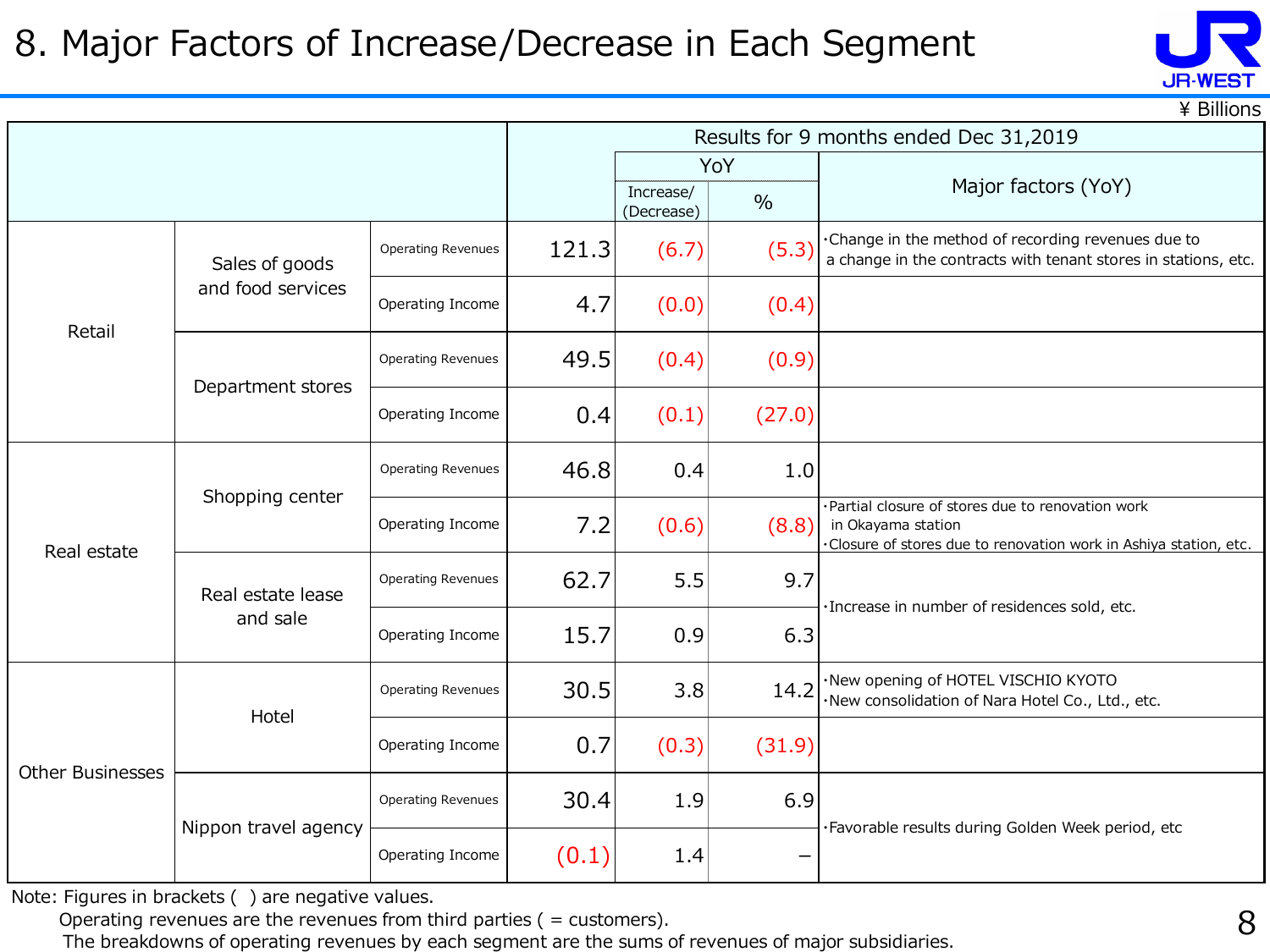# 8. Major Factors of Increase/Decrease in Each Segment

¥ Billions

| | | | Results for 9 months ended Dec 31,2019 | | | |
|---|---|---|---|---|---|---|
| | | | | YoY | | Major factors (YoY) |
| | | | | Increase/ (Decrease) | % | |
| Retail | Sales of goods and food services | Operating Revenues | 121.3 | (6.7) | (5.3) | ・Change in the method of recording revenues due to a change in the contracts with tenant stores in stations, etc. |
| | | Operating Income | 4.7 | (0.0) | (0.4) | |
| | Department stores | Operating Revenues | 49.5 | (0.4) | (0.9) | |
| | | Operating Income | 0.4 | (0.1) | (27.0) | |
| Real estate | Shopping center | Operating Revenues | 46.8 | 0.4 | 1.0 | |
| | | Operating Income | 7.2 | (0.6) | (8.8) | ・Partial closure of stores due to renovation work in Okayama station<br>・Closure of stores due to renovation work in Ashiya station, etc. |
| | Real estate lease and sale | Operating Revenues | 62.7 | 5.5 | 9.7 | ・Increase in number of residences sold, etc. |
| | | Operating Income | 15.7 | 0.9 | 6.3 | |
| Other Businesses | Hotel | Operating Revenues | 30.5 | 3.8 | 14.2 | ・New opening of HOTEL VISCHIO KYOTO<br>・New consolidation of Nara Hotel Co., Ltd., etc. |
| | | Operating Income | 0.7 | (0.3) | (31.9) | |
| | Nippon travel agency | Operating Revenues | 30.4 | 1.9 | 6.9 | ・Favorable results during Golden Week period, etc |
| | | Operating Income | (0.1) | 1.4 | – | |

Note: Figures in brackets ( ) are negative values.
Operating revenues are the revenues from third parties ( = customers).
The breakdowns of operating revenues by each segment are the sums of revenues of major subsidiaries.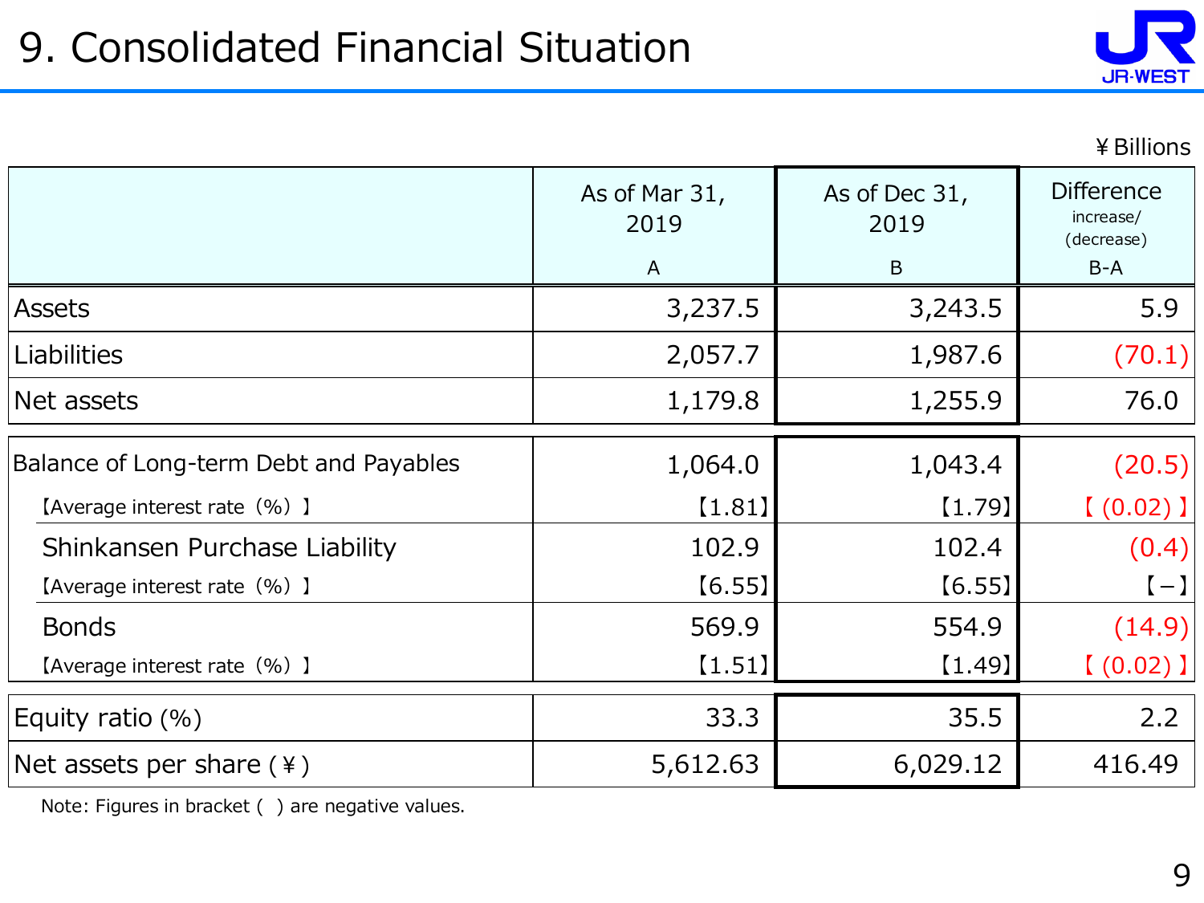# 9. Consolidated Financial Situation

¥Billions

| | As of Mar 31, 2019<br>A | As of Dec 31, 2019<br>B | Difference increase/(decrease)<br>B-A |
|---|---|---|---|
| Assets | 3,237.5 | 3,243.5 | 5.9 |
| Liabilities | 2,057.7 | 1,987.6 | (70.1) |
| Net assets | 1,179.8 | 1,255.9 | 76.0 |
| Balance of Long-term Debt and Payables | 1,064.0 | 1,043.4 | (20.5) |
| 【Average interest rate（%）】 | 【1.81】 | 【1.79】 | 【(0.02)】 |
| Shinkansen Purchase Liability | 102.9 | 102.4 | (0.4) |
| 【Average interest rate（%）】 | 【6.55】 | 【6.55】 | 【−】 |
| Bonds | 569.9 | 554.9 | (14.9) |
| 【Average interest rate（%）】 | 【1.51】 | 【1.49】 | 【(0.02)】 |
| Equity ratio (%) | 33.3 | 35.5 | 2.2 |
| Net assets per share (¥) | 5,612.63 | 6,029.12 | 416.49 |

Note: Figures in bracket ( ) are negative values.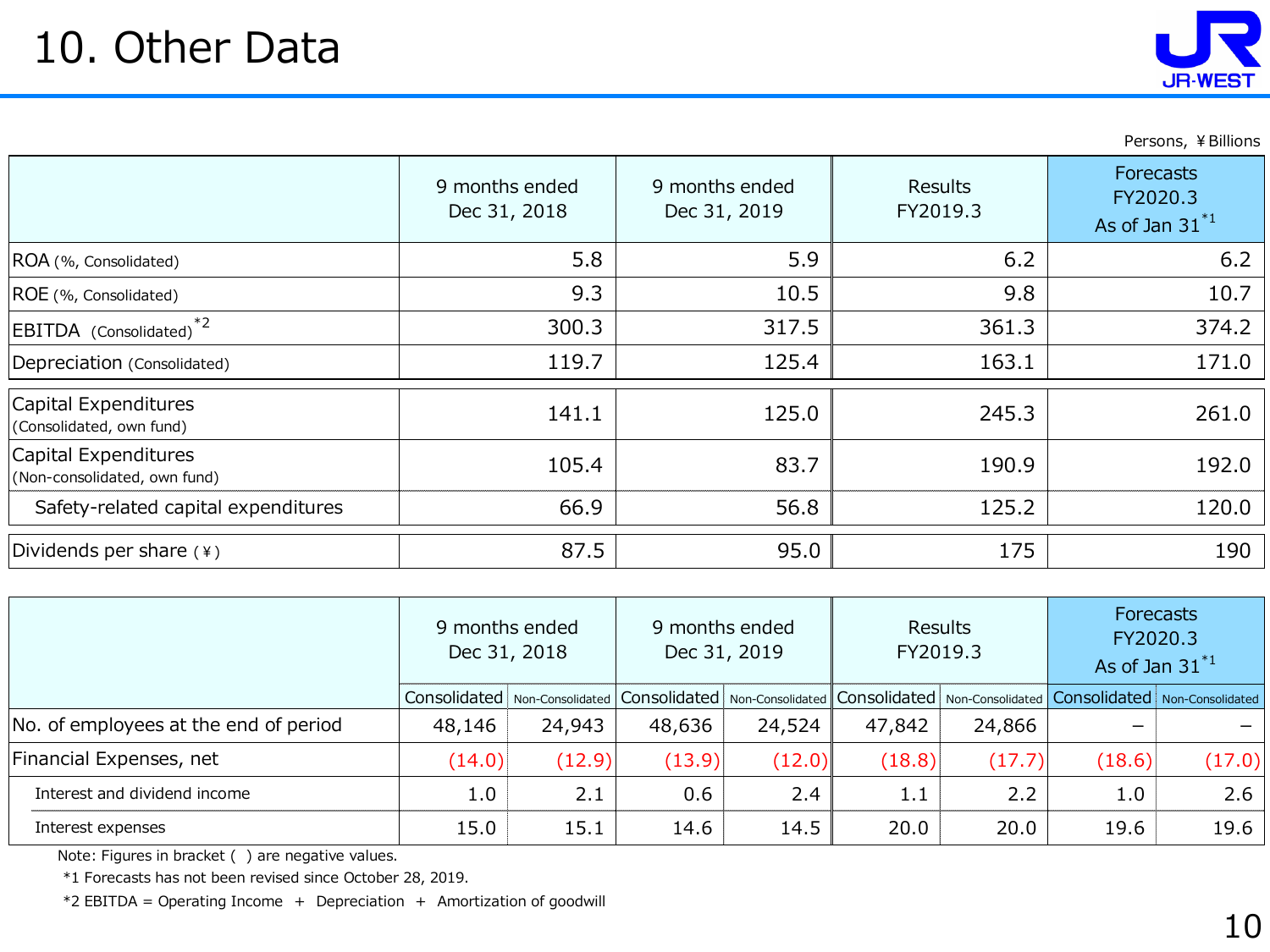# 10. Other Data

Persons, ¥Billions

| | 9 months ended Dec 31, 2018 | 9 months ended Dec 31, 2019 | Results FY2019.3 | Forecasts FY2020.3 As of Jan 31[*1] |
|---|---|---|---|---|
| ROA (%, Consolidated) | 5.8 | 5.9 | 6.2 | 6.2 |
| ROE (%, Consolidated) | 9.3 | 10.5 | 9.8 | 10.7 |
| EBITDA (Consolidated)[*2] | 300.3 | 317.5 | 361.3 | 374.2 |
| Depreciation (Consolidated) | 119.7 | 125.4 | 163.1 | 171.0 |
| Capital Expenditures (Consolidated, own fund) | 141.1 | 125.0 | 245.3 | 261.0 |
| Capital Expenditures (Non-consolidated, own fund) | 105.4 | 83.7 | 190.9 | 192.0 |
| Safety-related capital expenditures | 66.9 | 56.8 | 125.2 | 120.0 |
| Dividends per share (¥) | 87.5 | 95.0 | 175 | 190 |

| | 9 months ended Dec 31, 2018 | | 9 months ended Dec 31, 2019 | | Results FY2019.3 | | Forecasts FY2020.3 As of Jan 31[*1] | |
|---|---|---|---|---|---|---|---|---|
| | Consolidated | Non-Consolidated | Consolidated | Non-Consolidated | Consolidated | Non-Consolidated | Consolidated | Non-Consolidated |
| No. of employees at the end of period | 48,146 | 24,943 | 48,636 | 24,524 | 47,842 | 24,866 | – | – |
| Financial Expenses, net | (14.0) | (12.9) | (13.9) | (12.0) | (18.8) | (17.7) | (18.6) | (17.0) |
| Interest and dividend income | 1.0 | 2.1 | 0.6 | 2.4 | 1.1 | 2.2 | 1.0 | 2.6 |
| Interest expenses | 15.0 | 15.1 | 14.6 | 14.5 | 20.0 | 20.0 | 19.6 | 19.6 |

Note: Figures in bracket ( ) are negative values.

*1 Forecasts has not been revised since October 28, 2019.

*2 EBITDA = Operating Income ＋ Depreciation ＋ Amortization of goodwill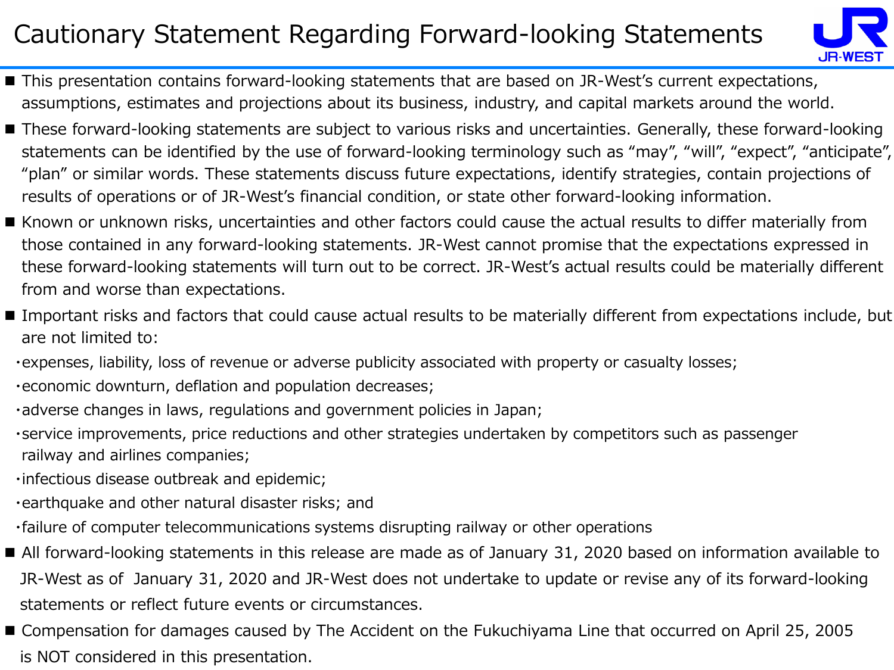# Cautionary Statement Regarding Forward-looking Statements

JR-WEST

- This presentation contains forward-looking statements that are based on JR-West's current expectations, assumptions, estimates and projections about its business, industry, and capital markets around the world.
- These forward-looking statements are subject to various risks and uncertainties. Generally, these forward-looking statements can be identified by the use of forward-looking terminology such as "may", "will", "expect", "anticipate", "plan" or similar words. These statements discuss future expectations, identify strategies, contain projections of results of operations or of JR-West's financial condition, or state other forward-looking information.
- Known or unknown risks, uncertainties and other factors could cause the actual results to differ materially from those contained in any forward-looking statements. JR-West cannot promise that the expectations expressed in these forward-looking statements will turn out to be correct. JR-West's actual results could be materially different from and worse than expectations.
- Important risks and factors that could cause actual results to be materially different from expectations include, but are not limited to:
  - expenses, liability, loss of revenue or adverse publicity associated with property or casualty losses;
  - economic downturn, deflation and population decreases;
  - adverse changes in laws, regulations and government policies in Japan;
  - service improvements, price reductions and other strategies undertaken by competitors such as passenger railway and airlines companies;
  - infectious disease outbreak and epidemic;
  - earthquake and other natural disaster risks; and
  - failure of computer telecommunications systems disrupting railway or other operations
- All forward-looking statements in this release are made as of January 31, 2020 based on information available to JR-West as of January 31, 2020 and JR-West does not undertake to update or revise any of its forward-looking statements or reflect future events or circumstances.
- Compensation for damages caused by The Accident on the Fukuchiyama Line that occurred on April 25, 2005 is NOT considered in this presentation.